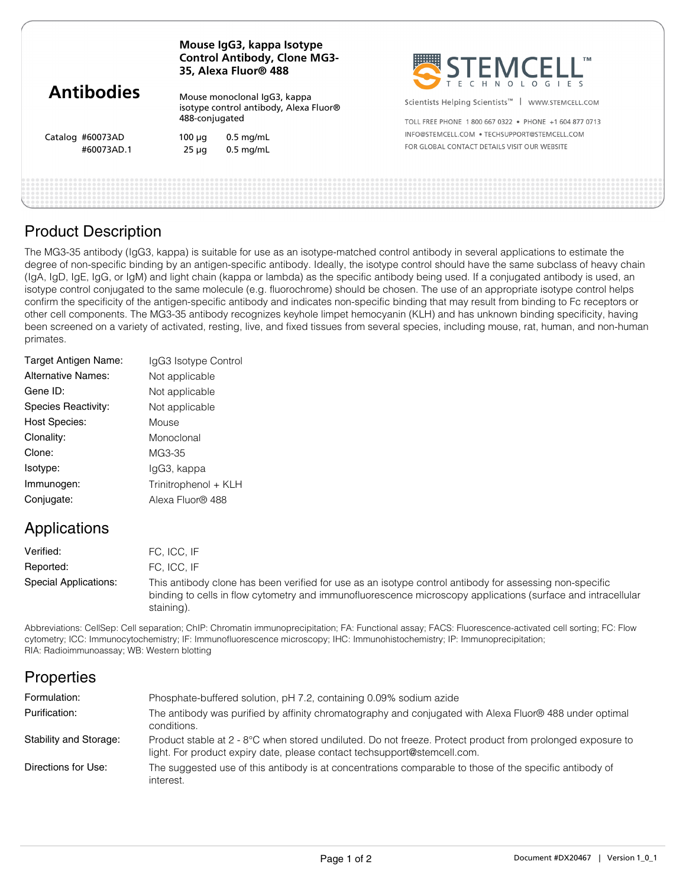# Antibodies

**Mouse IgG3, kappa Isotype Control Antibody, Clone MG3-35, Alexa Fluor® 488**

Mouse monoclonal IgG3, kappa isotype control antibody, Alexa Fluor® 488-conjugated

| Catalog | Size | Concentration |
|---|---|---|
| #60073AD | 100 µg | 0.5 mg/mL |
| #60073AD.1 | 25 µg | 0.5 mg/mL |

STEMCELL™ TECHNOLOGIES

Scientists Helping Scientists™ | WWW.STEMCELL.COM

TOLL FREE PHONE 1 800 667 0322 • PHONE +1 604 877 0713

INFO@STEMCELL.COM • TECHSUPPORT@STEMCELL.COM

FOR GLOBAL CONTACT DETAILS VISIT OUR WEBSITE

## Product Description

The MG3-35 antibody (IgG3, kappa) is suitable for use as an isotype-matched control antibody in several applications to estimate the degree of non-specific binding by an antigen-specific antibody. Ideally, the isotype control should have the same subclass of heavy chain (IgA, IgD, IgE, IgG, or IgM) and light chain (kappa or lambda) as the specific antibody being used. If a conjugated antibody is used, an isotype control conjugated to the same molecule (e.g. fluorochrome) should be chosen. The use of an appropriate isotype control helps confirm the specificity of the antigen-specific antibody and indicates non-specific binding that may result from binding to Fc receptors or other cell components. The MG3-35 antibody recognizes keyhole limpet hemocyanin (KLH) and has unknown binding specificity, having been screened on a variety of activated, resting, live, and fixed tissues from several species, including mouse, rat, human, and non-human primates.

| | |
|---|---|
| Target Antigen Name: | IgG3 Isotype Control |
| Alternative Names: | Not applicable |
| Gene ID: | Not applicable |
| Species Reactivity: | Not applicable |
| Host Species: | Mouse |
| Clonality: | Monoclonal |
| Clone: | MG3-35 |
| Isotype: | IgG3, kappa |
| Immunogen: | Trinitrophenol + KLH |
| Conjugate: | Alexa Fluor® 488 |

## Applications

| | |
|---|---|
| Verified: | FC, ICC, IF |
| Reported: | FC, ICC, IF |
| Special Applications: | This antibody clone has been verified for use as an isotype control antibody for assessing non-specific binding to cells in flow cytometry and immunofluorescence microscopy applications (surface and intracellular staining). |

Abbreviations: CellSep: Cell separation; ChIP: Chromatin immunoprecipitation; FA: Functional assay; FACS: Fluorescence-activated cell sorting; FC: Flow cytometry; ICC: Immunocytochemistry; IF: Immunofluorescence microscopy; IHC: Immunohistochemistry; IP: Immunoprecipitation; RIA: Radioimmunoassay; WB: Western blotting

## Properties

| | |
|---|---|
| Formulation: | Phosphate-buffered solution, pH 7.2, containing 0.09% sodium azide |
| Purification: | The antibody was purified by affinity chromatography and conjugated with Alexa Fluor® 488 under optimal conditions. |
| Stability and Storage: | Product stable at 2 - 8°C when stored undiluted. Do not freeze. Protect product from prolonged exposure to light. For product expiry date, please contact techsupport@stemcell.com. |
| Directions for Use: | The suggested use of this antibody is at concentrations comparable to those of the specific antibody of interest. |

Document #DX20467 | Version 1_0_1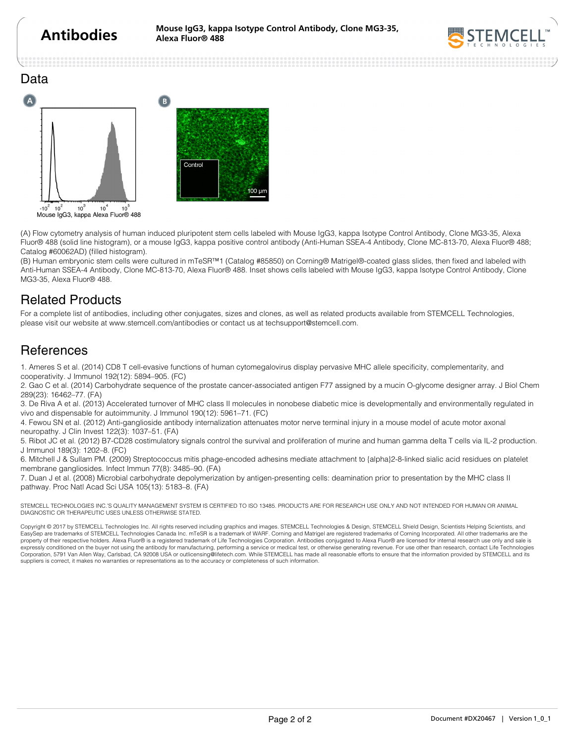## Data

A

$-10^2$ $10^2$ $10^3$ $10^4$ $10^5$

Mouse IgG3, kappa Alexa Fluor® 488

B

Control

100 µm

(A) Flow cytometry analysis of human induced pluripotent stem cells labeled with Mouse IgG3, kappa Isotype Control Antibody, Clone MG3-35, Alexa Fluor® 488 (solid line histogram), or a mouse IgG3, kappa positive control antibody (Anti-Human SSEA-4 Antibody, Clone MC-813-70, Alexa Fluor® 488; Catalog #60062AD) (filled histogram).

(B) Human embryonic stem cells were cultured in mTeSR™1 (Catalog #85850) on Corning® Matrigel®-coated glass slides, then fixed and labeled with Anti-Human SSEA-4 Antibody, Clone MC-813-70, Alexa Fluor® 488. Inset shows cells labeled with Mouse IgG3, kappa Isotype Control Antibody, Clone MG3-35, Alexa Fluor® 488.

## Related Products

For a complete list of antibodies, including other conjugates, sizes and clones, as well as related products available from STEMCELL Technologies, please visit our website at www.stemcell.com/antibodies or contact us at techsupport@stemcell.com.

## References

1. Ameres S et al. (2014) CD8 T cell-evasive functions of human cytomegalovirus display pervasive MHC allele specificity, complementarity, and cooperativity. J Immunol 192(12): 5894–905. (FC)
2. Gao C et al. (2014) Carbohydrate sequence of the prostate cancer-associated antigen F77 assigned by a mucin O-glycome designer array. J Biol Chem 289(23): 16462–77. (FA)
3. De Riva A et al. (2013) Accelerated turnover of MHC class II molecules in nonobese diabetic mice is developmentally and environmentally regulated in vivo and dispensable for autoimmunity. J Immunol 190(12): 5961–71. (FC)
4. Fewou SN et al. (2012) Anti-ganglioside antibody internalization attenuates motor nerve terminal injury in a mouse model of acute motor axonal neuropathy. J Clin Invest 122(3): 1037–51. (FA)
5. Ribot JC et al. (2012) B7-CD28 costimulatory signals control the survival and proliferation of murine and human gamma delta T cells via IL-2 production. J Immunol 189(3): 1202–8. (FC)
6. Mitchell J & Sullam PM. (2009) Streptococcus mitis phage-encoded adhesins mediate attachment to {alpha}2-8-linked sialic acid residues on platelet membrane gangliosides. Infect Immun 77(8): 3485–90. (FA)
7. Duan J et al. (2008) Microbial carbohydrate depolymerization by antigen-presenting cells: deamination prior to presentation by the MHC class II pathway. Proc Natl Acad Sci USA 105(13): 5183–8. (FA)

STEMCELL TECHNOLOGIES INC.'S QUALITY MANAGEMENT SYSTEM IS CERTIFIED TO ISO 13485. PRODUCTS ARE FOR RESEARCH USE ONLY AND NOT INTENDED FOR HUMAN OR ANIMAL DIAGNOSTIC OR THERAPEUTIC USES UNLESS OTHERWISE STATED.

Copyright © 2017 by STEMCELL Technologies Inc. All rights reserved including graphics and images. STEMCELL Technologies & Design, STEMCELL Shield Design, Scientists Helping Scientists, and EasySep are trademarks of STEMCELL Technologies Canada Inc. mTeSR is a trademark of WARF. Corning and Matrigel are registered trademarks of Corning Incorporated. All other trademarks are the property of their respective holders. Alexa Fluor® is a registered trademark of Life Technologies Corporation. Antibodies conjugated to Alexa Fluor® are licensed for internal research use only and sale is expressly conditioned on the buyer not using the antibody for manufacturing, performing a service or medical test, or otherwise generating revenue. For use other than research, contact Life Technologies Corporation, 5791 Van Allen Way, Carlsbad, CA 92008 USA or outlicensing@lifetech.com. While STEMCELL has made all reasonable efforts to ensure that the information provided by STEMCELL and its suppliers is correct, it makes no warranties or representations as to the accuracy or completeness of such information.